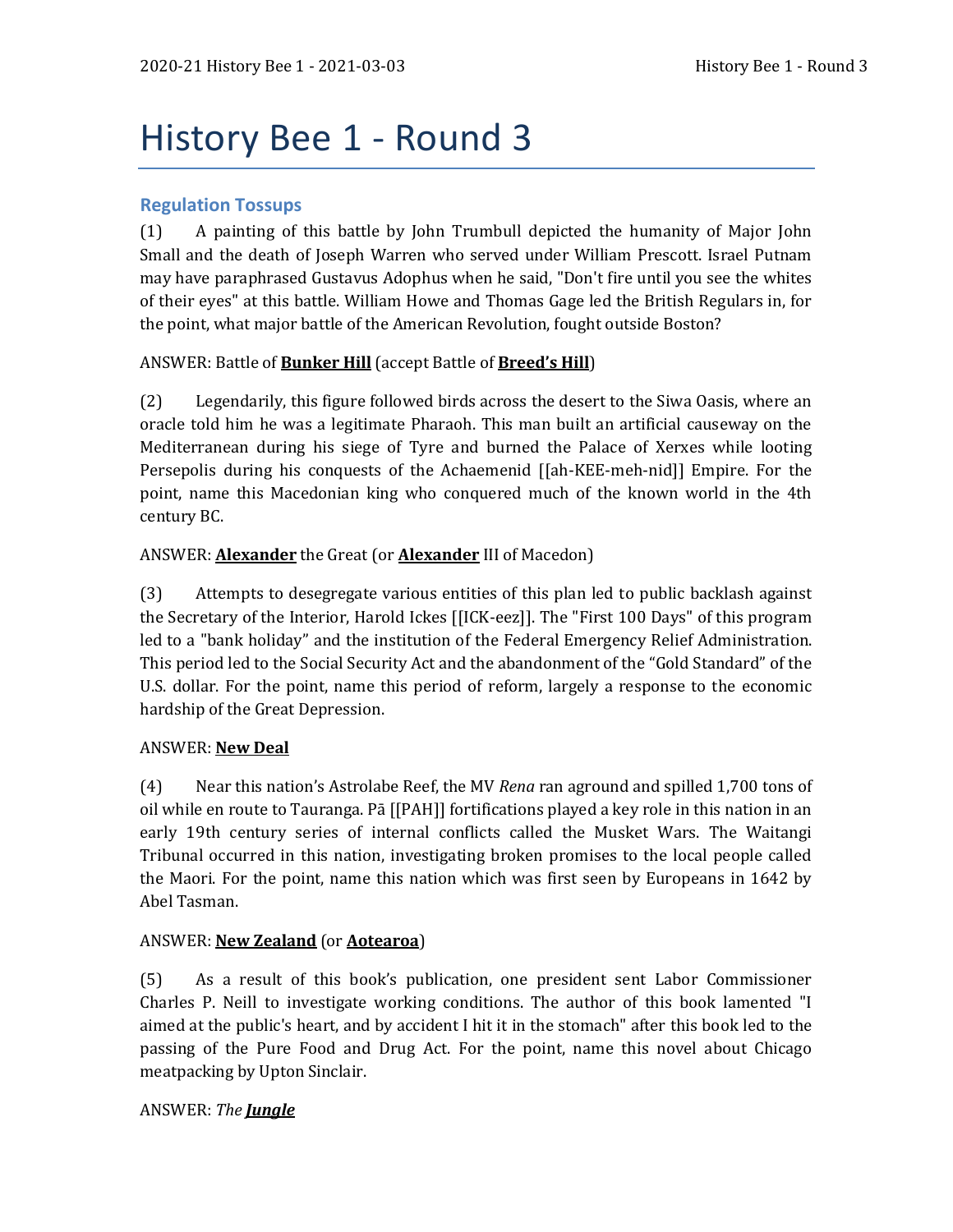# History Bee 1 - Round 3

## Regulation Tossups

(1) A painting of this battle by John Trumbull depicted the humanity of Major John Small and the death of Joseph Warren who served under William Prescott. Israel Putnam may have paraphrased Gustavus Adophus when he said, "Don't fire until you see the whites of their eyes" at this battle. William Howe and Thomas Gage led the British Regulars in, for the point, what major battle of the American Revolution, fought outside Boston?

ANSWER: Battle of **Bunker Hill** (accept Battle of **Breed's Hill**)

(2) Legendarily, this figure followed birds across the desert to the Siwa Oasis, where an oracle told him he was a legitimate Pharaoh. This man built an artificial causeway on the Mediterranean during his siege of Tyre and burned the Palace of Xerxes while looting Persepolis during his conquests of the Achaemenid [[ah-KEE-meh-nid]] Empire. For the point, name this Macedonian king who conquered much of the known world in the 4th century BC.

ANSWER: **Alexander** the Great (or **Alexander** III of Macedon)

(3) Attempts to desegregate various entities of this plan led to public backlash against the Secretary of the Interior, Harold Ickes [[ICK-eez]]. The "First 100 Days" of this program led to a "bank holiday" and the institution of the Federal Emergency Relief Administration. This period led to the Social Security Act and the abandonment of the "Gold Standard" of the U.S. dollar. For the point, name this period of reform, largely a response to the economic hardship of the Great Depression.

ANSWER: **New Deal**

(4) Near this nation's Astrolabe Reef, the MV *Rena* ran aground and spilled 1,700 tons of oil while en route to Tauranga. Pā [[PAH]] fortifications played a key role in this nation in an early 19th century series of internal conflicts called the Musket Wars. The Waitangi Tribunal occurred in this nation, investigating broken promises to the local people called the Maori. For the point, name this nation which was first seen by Europeans in 1642 by Abel Tasman.

ANSWER: **New Zealand** (or **Aotearoa**)

(5) As a result of this book's publication, one president sent Labor Commissioner Charles P. Neill to investigate working conditions. The author of this book lamented "I aimed at the public's heart, and by accident I hit it in the stomach" after this book led to the passing of the Pure Food and Drug Act. For the point, name this novel about Chicago meatpacking by Upton Sinclair.

ANSWER: *The **Jungle***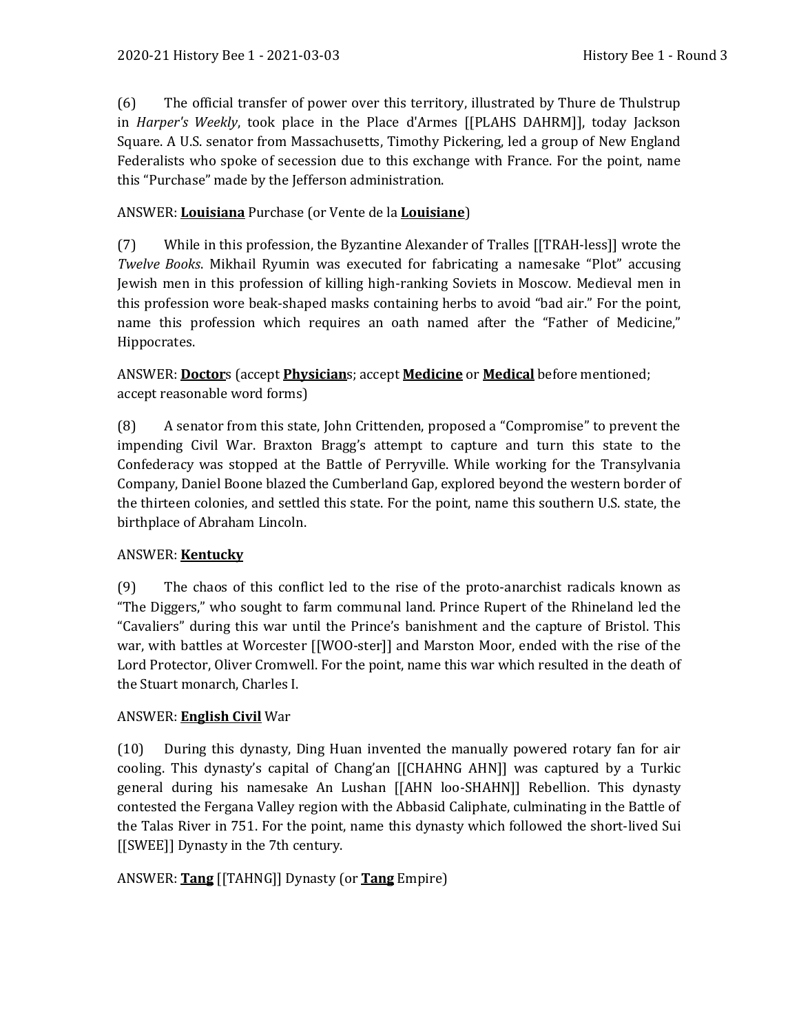(6) The official transfer of power over this territory, illustrated by Thure de Thulstrup in *Harper's Weekly*, took place in the Place d'Armes [[PLAHS DAHRM]], today Jackson Square. A U.S. senator from Massachusetts, Timothy Pickering, led a group of New England Federalists who spoke of secession due to this exchange with France. For the point, name this "Purchase" made by the Jefferson administration.

ANSWER: **__Louisiana__** Purchase (or Vente de la **__Louisiane__**)

(7) While in this profession, the Byzantine Alexander of Tralles [[TRAH-less]] wrote the *Twelve Books*. Mikhail Ryumin was executed for fabricating a namesake "Plot" accusing Jewish men in this profession of killing high-ranking Soviets in Moscow. Medieval men in this profession wore beak-shaped masks containing herbs to avoid "bad air." For the point, name this profession which requires an oath named after the "Father of Medicine," Hippocrates.

ANSWER: **__Doctor__**s (accept **__Physician__**s; accept **__Medicine__** or **__Medical__** before mentioned; accept reasonable word forms)

(8) A senator from this state, John Crittenden, proposed a "Compromise" to prevent the impending Civil War. Braxton Bragg's attempt to capture and turn this state to the Confederacy was stopped at the Battle of Perryville. While working for the Transylvania Company, Daniel Boone blazed the Cumberland Gap, explored beyond the western border of the thirteen colonies, and settled this state. For the point, name this southern U.S. state, the birthplace of Abraham Lincoln.

ANSWER: **__Kentucky__**

(9) The chaos of this conflict led to the rise of the proto-anarchist radicals known as "The Diggers," who sought to farm communal land. Prince Rupert of the Rhineland led the "Cavaliers" during this war until the Prince's banishment and the capture of Bristol. This war, with battles at Worcester [[WOO-ster]] and Marston Moor, ended with the rise of the Lord Protector, Oliver Cromwell. For the point, name this war which resulted in the death of the Stuart monarch, Charles I.

ANSWER: **__English Civil__** War

(10) During this dynasty, Ding Huan invented the manually powered rotary fan for air cooling. This dynasty's capital of Chang'an [[CHAHNG AHN]] was captured by a Turkic general during his namesake An Lushan [[AHN loo-SHAHN]] Rebellion. This dynasty contested the Fergana Valley region with the Abbasid Caliphate, culminating in the Battle of the Talas River in 751. For the point, name this dynasty which followed the short-lived Sui [[SWEE]] Dynasty in the 7th century.

ANSWER: **__Tang__** [[TAHNG]] Dynasty (or **__Tang__** Empire)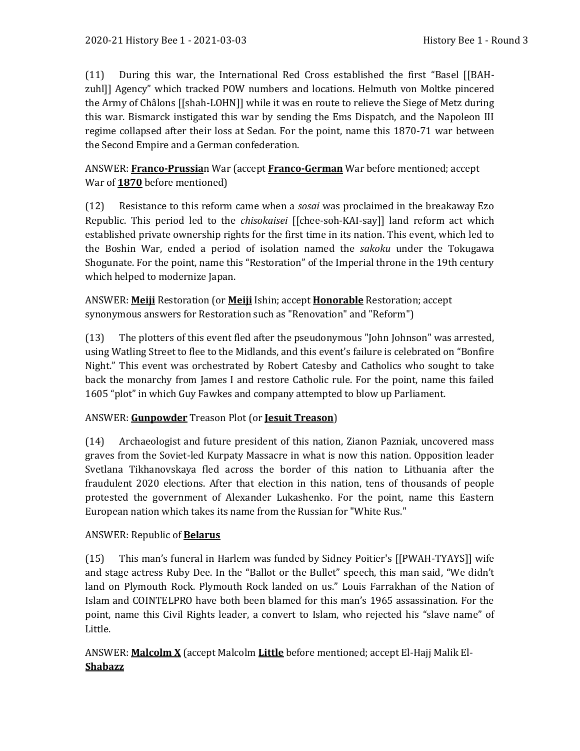(11) During this war, the International Red Cross established the first "Basel [[BAH-zuhl]] Agency" which tracked POW numbers and locations. Helmuth von Moltke pincered the Army of Châlons [[shah-LOHN]] while it was en route to relieve the Siege of Metz during this war. Bismarck instigated this war by sending the Ems Dispatch, and the Napoleon III regime collapsed after their loss at Sedan. For the point, name this 1870-71 war between the Second Empire and a German confederation.

ANSWER: **Franco-Prussia**n War (accept **Franco-German** War before mentioned; accept War of **1870** before mentioned)

(12) Resistance to this reform came when a *sosai* was proclaimed in the breakaway Ezo Republic. This period led to the *chisokaisei* [[chee-soh-KAI-say]] land reform act which established private ownership rights for the first time in its nation. This event, which led to the Boshin War, ended a period of isolation named the *sakoku* under the Tokugawa Shogunate. For the point, name this "Restoration" of the Imperial throne in the 19th century which helped to modernize Japan.

ANSWER: **Meiji** Restoration (or **Meiji** Ishin; accept **Honorable** Restoration; accept synonymous answers for Restoration such as "Renovation" and "Reform")

(13) The plotters of this event fled after the pseudonymous "John Johnson" was arrested, using Watling Street to flee to the Midlands, and this event's failure is celebrated on "Bonfire Night." This event was orchestrated by Robert Catesby and Catholics who sought to take back the monarchy from James I and restore Catholic rule. For the point, name this failed 1605 "plot" in which Guy Fawkes and company attempted to blow up Parliament.

ANSWER: **Gunpowder** Treason Plot (or **Jesuit Treason**)

(14) Archaeologist and future president of this nation, Zianon Pazniak, uncovered mass graves from the Soviet-led Kurpaty Massacre in what is now this nation. Opposition leader Svetlana Tikhanovskaya fled across the border of this nation to Lithuania after the fraudulent 2020 elections. After that election in this nation, tens of thousands of people protested the government of Alexander Lukashenko. For the point, name this Eastern European nation which takes its name from the Russian for "White Rus."

ANSWER: Republic of **Belarus**

(15) This man's funeral in Harlem was funded by Sidney Poitier's [[PWAH-TYAYS]] wife and stage actress Ruby Dee. In the "Ballot or the Bullet" speech, this man said, "We didn't land on Plymouth Rock. Plymouth Rock landed on us." Louis Farrakhan of the Nation of Islam and COINTELPRO have both been blamed for this man's 1965 assassination. For the point, name this Civil Rights leader, a convert to Islam, who rejected his "slave name" of Little.

ANSWER: **Malcolm X** (accept Malcolm **Little** before mentioned; accept El-Hajj Malik El-**Shabazz**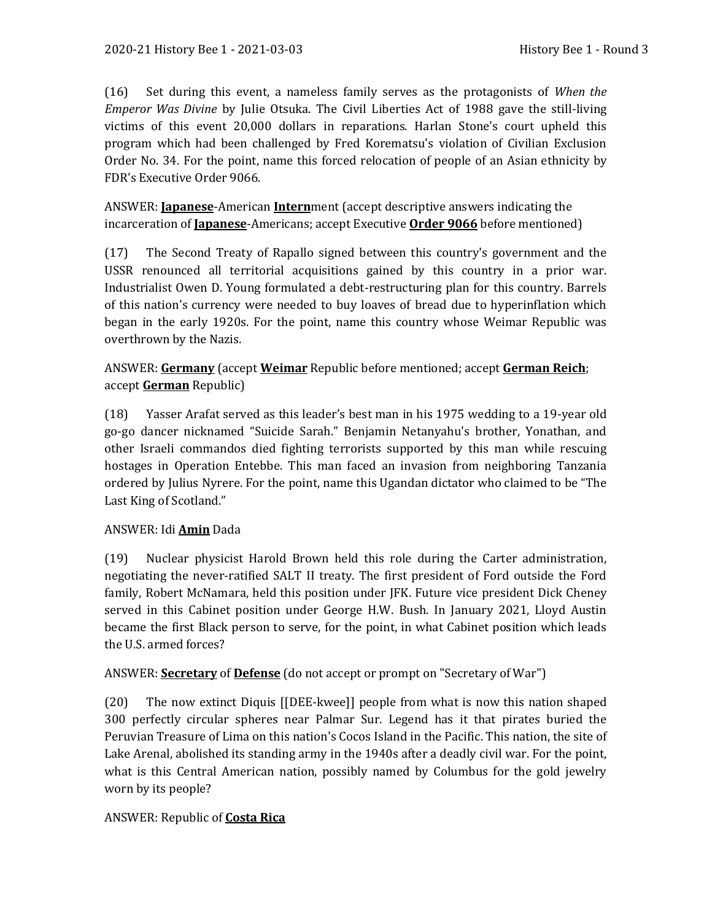(16) Set during this event, a nameless family serves as the protagonists of *When the Emperor Was Divine* by Julie Otsuka. The Civil Liberties Act of 1988 gave the still-living victims of this event 20,000 dollars in reparations. Harlan Stone's court upheld this program which had been challenged by Fred Korematsu's violation of Civilian Exclusion Order No. 34. For the point, name this forced relocation of people of an Asian ethnicity by FDR's Executive Order 9066.

ANSWER: **Japanese**-American **Intern**ment (accept descriptive answers indicating the incarceration of **Japanese**-Americans; accept Executive **Order 9066** before mentioned)

(17) The Second Treaty of Rapallo signed between this country's government and the USSR renounced all territorial acquisitions gained by this country in a prior war. Industrialist Owen D. Young formulated a debt-restructuring plan for this country. Barrels of this nation's currency were needed to buy loaves of bread due to hyperinflation which began in the early 1920s. For the point, name this country whose Weimar Republic was overthrown by the Nazis.

ANSWER: **Germany** (accept **Weimar** Republic before mentioned; accept **German Reich**; accept **German** Republic)

(18) Yasser Arafat served as this leader's best man in his 1975 wedding to a 19-year old go-go dancer nicknamed "Suicide Sarah." Benjamin Netanyahu's brother, Yonathan, and other Israeli commandos died fighting terrorists supported by this man while rescuing hostages in Operation Entebbe. This man faced an invasion from neighboring Tanzania ordered by Julius Nyrere. For the point, name this Ugandan dictator who claimed to be "The Last King of Scotland."

ANSWER: Idi **Amin** Dada

(19) Nuclear physicist Harold Brown held this role during the Carter administration, negotiating the never-ratified SALT II treaty. The first president of Ford outside the Ford family, Robert McNamara, held this position under JFK. Future vice president Dick Cheney served in this Cabinet position under George H.W. Bush. In January 2021, Lloyd Austin became the first Black person to serve, for the point, in what Cabinet position which leads the U.S. armed forces?

ANSWER: **Secretary** of **Defense** (do not accept or prompt on "Secretary of War")

(20) The now extinct Diquis [[DEE-kwee]] people from what is now this nation shaped 300 perfectly circular spheres near Palmar Sur. Legend has it that pirates buried the Peruvian Treasure of Lima on this nation's Cocos Island in the Pacific. This nation, the site of Lake Arenal, abolished its standing army in the 1940s after a deadly civil war. For the point, what is this Central American nation, possibly named by Columbus for the gold jewelry worn by its people?

ANSWER: Republic of **Costa Rica**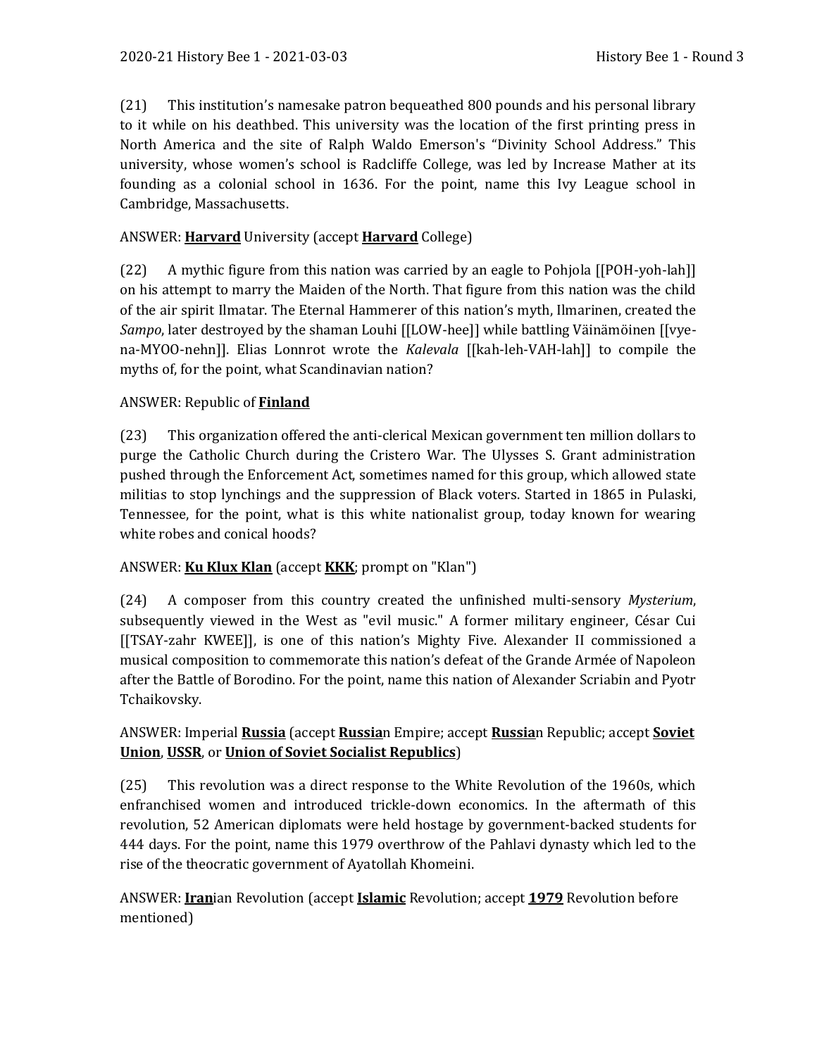(21) This institution's namesake patron bequeathed 800 pounds and his personal library to it while on his deathbed. This university was the location of the first printing press in North America and the site of Ralph Waldo Emerson's "Divinity School Address." This university, whose women's school is Radcliffe College, was led by Increase Mather at its founding as a colonial school in 1636. For the point, name this Ivy League school in Cambridge, Massachusetts.

ANSWER: **Harvard** University (accept **Harvard** College)

(22) A mythic figure from this nation was carried by an eagle to Pohjola [[POH-yoh-lah]] on his attempt to marry the Maiden of the North. That figure from this nation was the child of the air spirit Ilmatar. The Eternal Hammerer of this nation's myth, Ilmarinen, created the *Sampo*, later destroyed by the shaman Louhi [[LOW-hee]] while battling Väinämöinen [[vye-na-MYOO-nehn]]. Elias Lonnrot wrote the *Kalevala* [[kah-leh-VAH-lah]] to compile the myths of, for the point, what Scandinavian nation?

ANSWER: Republic of **Finland**

(23) This organization offered the anti-clerical Mexican government ten million dollars to purge the Catholic Church during the Cristero War. The Ulysses S. Grant administration pushed through the Enforcement Act, sometimes named for this group, which allowed state militias to stop lynchings and the suppression of Black voters. Started in 1865 in Pulaski, Tennessee, for the point, what is this white nationalist group, today known for wearing white robes and conical hoods?

ANSWER: **Ku Klux Klan** (accept **KKK**; prompt on "Klan")

(24) A composer from this country created the unfinished multi-sensory *Mysterium*, subsequently viewed in the West as "evil music." A former military engineer, César Cui [[TSAY-zahr KWEE]], is one of this nation's Mighty Five. Alexander II commissioned a musical composition to commemorate this nation's defeat of the Grande Armée of Napoleon after the Battle of Borodino. For the point, name this nation of Alexander Scriabin and Pyotr Tchaikovsky.

ANSWER: Imperial **Russia** (accept **Russia**n Empire; accept **Russia**n Republic; accept **Soviet Union**, **USSR**, or **Union of Soviet Socialist Republics**)

(25) This revolution was a direct response to the White Revolution of the 1960s, which enfranchised women and introduced trickle-down economics. In the aftermath of this revolution, 52 American diplomats were held hostage by government-backed students for 444 days. For the point, name this 1979 overthrow of the Pahlavi dynasty which led to the rise of the theocratic government of Ayatollah Khomeini.

ANSWER: **Iran**ian Revolution (accept **Islamic** Revolution; accept **1979** Revolution before mentioned)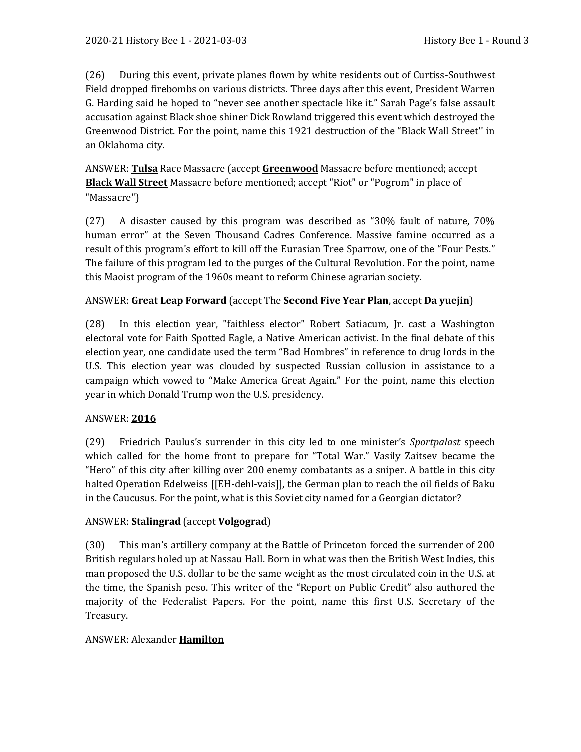(26) During this event, private planes flown by white residents out of Curtiss-Southwest Field dropped firebombs on various districts. Three days after this event, President Warren G. Harding said he hoped to "never see another spectacle like it." Sarah Page's false assault accusation against Black shoe shiner Dick Rowland triggered this event which destroyed the Greenwood District. For the point, name this 1921 destruction of the "Black Wall Street'' in an Oklahoma city.

ANSWER: **Tulsa** Race Massacre (accept **Greenwood** Massacre before mentioned; accept **Black Wall Street** Massacre before mentioned; accept "Riot" or "Pogrom" in place of "Massacre")

(27) A disaster caused by this program was described as "30% fault of nature, 70% human error" at the Seven Thousand Cadres Conference. Massive famine occurred as a result of this program's effort to kill off the Eurasian Tree Sparrow, one of the "Four Pests." The failure of this program led to the purges of the Cultural Revolution. For the point, name this Maoist program of the 1960s meant to reform Chinese agrarian society.

ANSWER: **Great Leap Forward** (accept The **Second Five Year Plan**, accept **Da yuejin**)

(28) In this election year, "faithless elector" Robert Satiacum, Jr. cast a Washington electoral vote for Faith Spotted Eagle, a Native American activist. In the final debate of this election year, one candidate used the term "Bad Hombres" in reference to drug lords in the U.S. This election year was clouded by suspected Russian collusion in assistance to a campaign which vowed to "Make America Great Again." For the point, name this election year in which Donald Trump won the U.S. presidency.

ANSWER: **2016**

(29) Friedrich Paulus's surrender in this city led to one minister's *Sportpalast* speech which called for the home front to prepare for "Total War." Vasily Zaitsev became the "Hero" of this city after killing over 200 enemy combatants as a sniper. A battle in this city halted Operation Edelweiss [[EH-dehl-vais]], the German plan to reach the oil fields of Baku in the Caucusus. For the point, what is this Soviet city named for a Georgian dictator?

ANSWER: **Stalingrad** (accept **Volgograd**)

(30) This man's artillery company at the Battle of Princeton forced the surrender of 200 British regulars holed up at Nassau Hall. Born in what was then the British West Indies, this man proposed the U.S. dollar to be the same weight as the most circulated coin in the U.S. at the time, the Spanish peso. This writer of the "Report on Public Credit" also authored the majority of the Federalist Papers. For the point, name this first U.S. Secretary of the Treasury.

ANSWER: Alexander **Hamilton**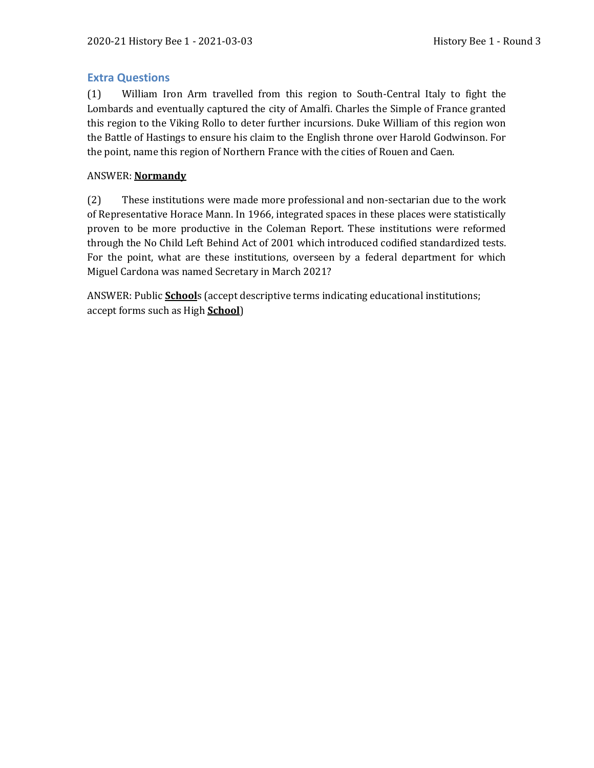## Extra Questions

(1) William Iron Arm travelled from this region to South-Central Italy to fight the Lombards and eventually captured the city of Amalfi. Charles the Simple of France granted this region to the Viking Rollo to deter further incursions. Duke William of this region won the Battle of Hastings to ensure his claim to the English throne over Harold Godwinson. For the point, name this region of Northern France with the cities of Rouen and Caen.

ANSWER: **Normandy**

(2) These institutions were made more professional and non-sectarian due to the work of Representative Horace Mann. In 1966, integrated spaces in these places were statistically proven to be more productive in the Coleman Report. These institutions were reformed through the No Child Left Behind Act of 2001 which introduced codified standardized tests. For the point, what are these institutions, overseen by a federal department for which Miguel Cardona was named Secretary in March 2021?

ANSWER: Public **School**s (accept descriptive terms indicating educational institutions; accept forms such as High **School**)